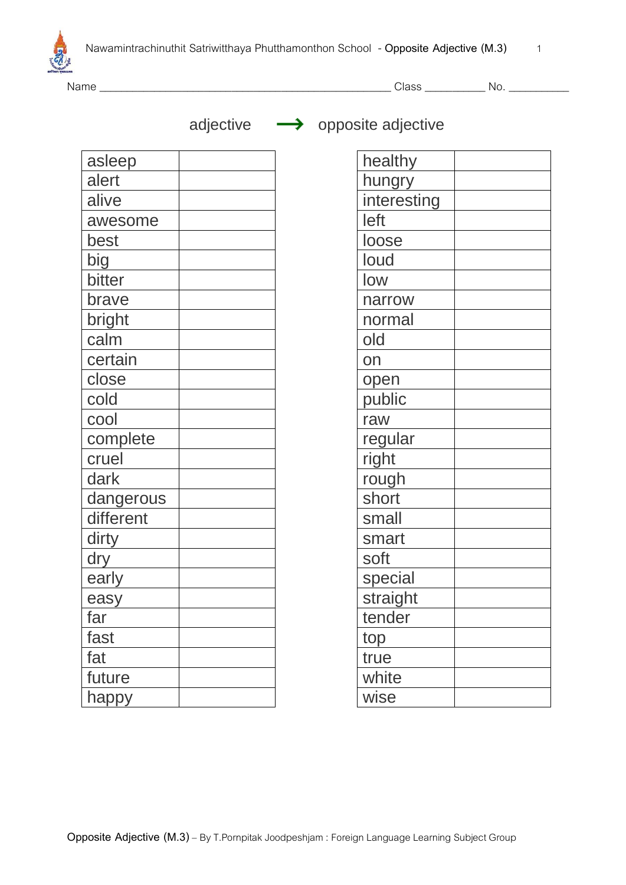Name ______________________________________________ Class __________ No. __________

adjective → opposite adjective

| | |
|---|---|
| asleep | |
| alert | |
| alive | |
| awesome | |
| best | |
| big | |
| bitter | |
| brave | |
| bright | |
| calm | |
| certain | |
| close | |
| cold | |
| cool | |
| complete | |
| cruel | |
| dark | |
| dangerous | |
| different | |
| dirty | |
| dry | |
| early | |
| easy | |
| far | |
| fast | |
| fat | |
| future | |
| happy | |

| | |
|---|---|
| healthy | |
| hungry | |
| interesting | |
| left | |
| loose | |
| loud | |
| low | |
| narrow | |
| normal | |
| old | |
| on | |
| open | |
| public | |
| raw | |
| regular | |
| right | |
| rough | |
| short | |
| small | |
| smart | |
| soft | |
| special | |
| straight | |
| tender | |
| top | |
| true | |
| white | |
| wise | |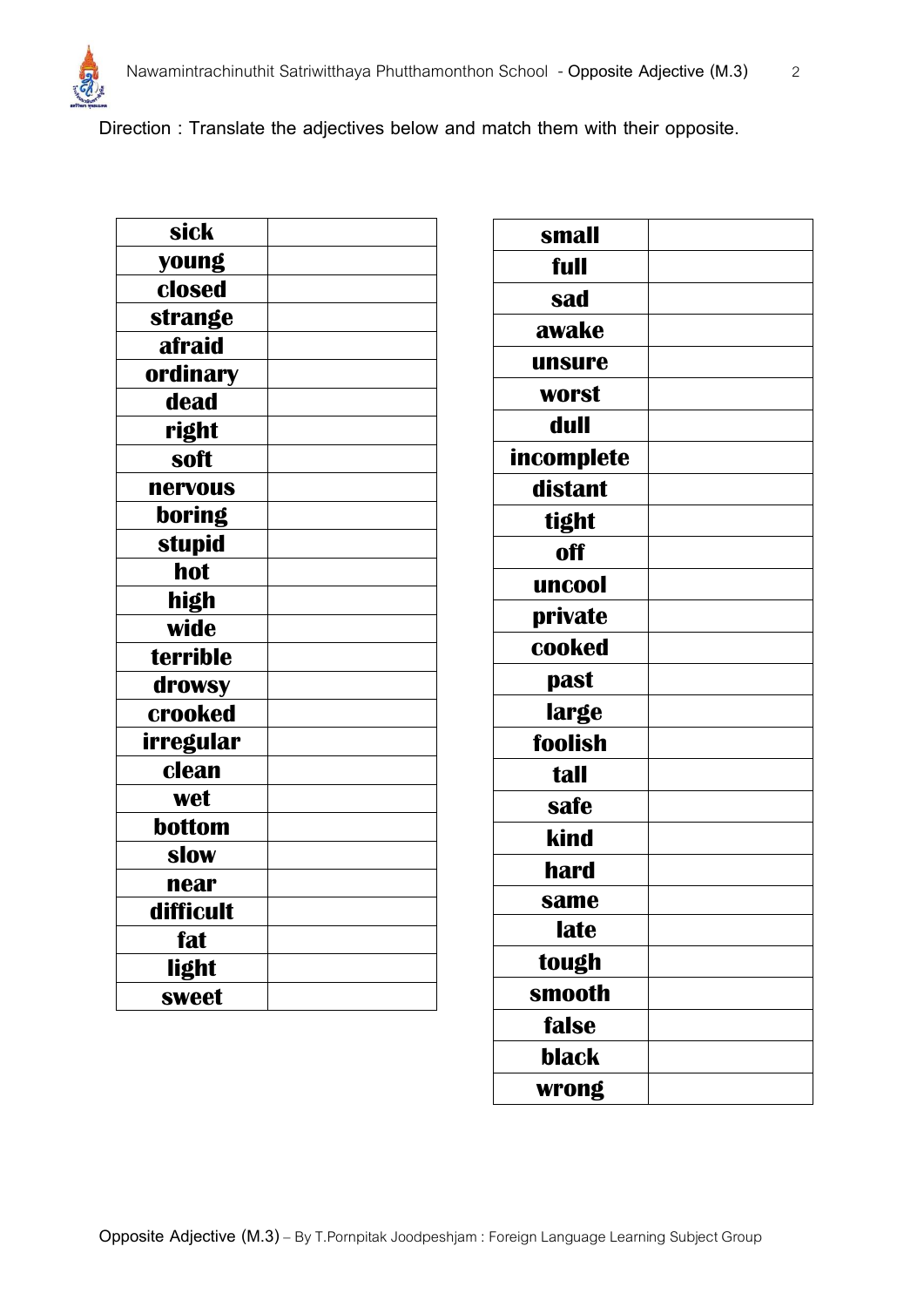Direction : Translate the adjectives below and match them with their opposite.

| sick | |
|---|---|
| young | |
| closed | |
| strange | |
| afraid | |
| ordinary | |
| dead | |
| right | |
| soft | |
| nervous | |
| boring | |
| stupid | |
| hot | |
| high | |
| wide | |
| terrible | |
| drowsy | |
| crooked | |
| irregular | |
| clean | |
| wet | |
| bottom | |
| slow | |
| near | |
| difficult | |
| fat | |
| light | |
| sweet | |

| small | |
|---|---|
| full | |
| sad | |
| awake | |
| unsure | |
| worst | |
| dull | |
| incomplete | |
| distant | |
| tight | |
| off | |
| uncool | |
| private | |
| cooked | |
| past | |
| large | |
| foolish | |
| tall | |
| safe | |
| kind | |
| hard | |
| same | |
| late | |
| tough | |
| smooth | |
| false | |
| black | |
| wrong | |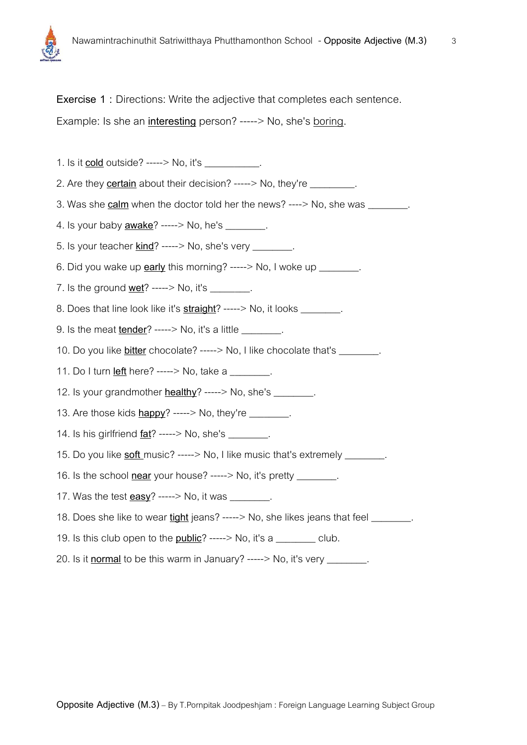**Exercise 1 :** Directions: Write the adjective that completes each sentence.

Example: Is she an **interesting** person? -----> No, she's boring.

1. Is it **cold** outside? -----> No, it's __________.
2. Are they **certain** about their decision? -----> No, they're ________.
3. Was she **calm** when the doctor told her the news? ----> No, she was _______.
4. Is your baby **awake**? -----> No, he's _______.
5. Is your teacher **kind**? -----> No, she's very _______.
6. Did you wake up **early** this morning? -----> No, I woke up _______.
7. Is the ground **wet**? -----> No, it's _______.
8. Does that line look like it's **straight**? -----> No, it looks _______.
9. Is the meat **tender**? -----> No, it's a little _______.
10. Do you like **bitter** chocolate? -----> No, I like chocolate that's _______.
11. Do I turn **left** here? -----> No, take a _______.
12. Is your grandmother **healthy**? -----> No, she's _______.
13. Are those kids **happy**? -----> No, they're _______.
14. Is his girlfriend **fat**? -----> No, she's _______.
15. Do you like **soft** music? -----> No, I like music that's extremely _______.
16. Is the school **near** your house? -----> No, it's pretty _______.
17. Was the test **easy**? -----> No, it was _______.
18. Does she like to wear **tight** jeans? -----> No, she likes jeans that feel _______.
19. Is this club open to the **public**? -----> No, it's a _______ club.
20. Is it **normal** to be this warm in January? -----> No, it's very _______.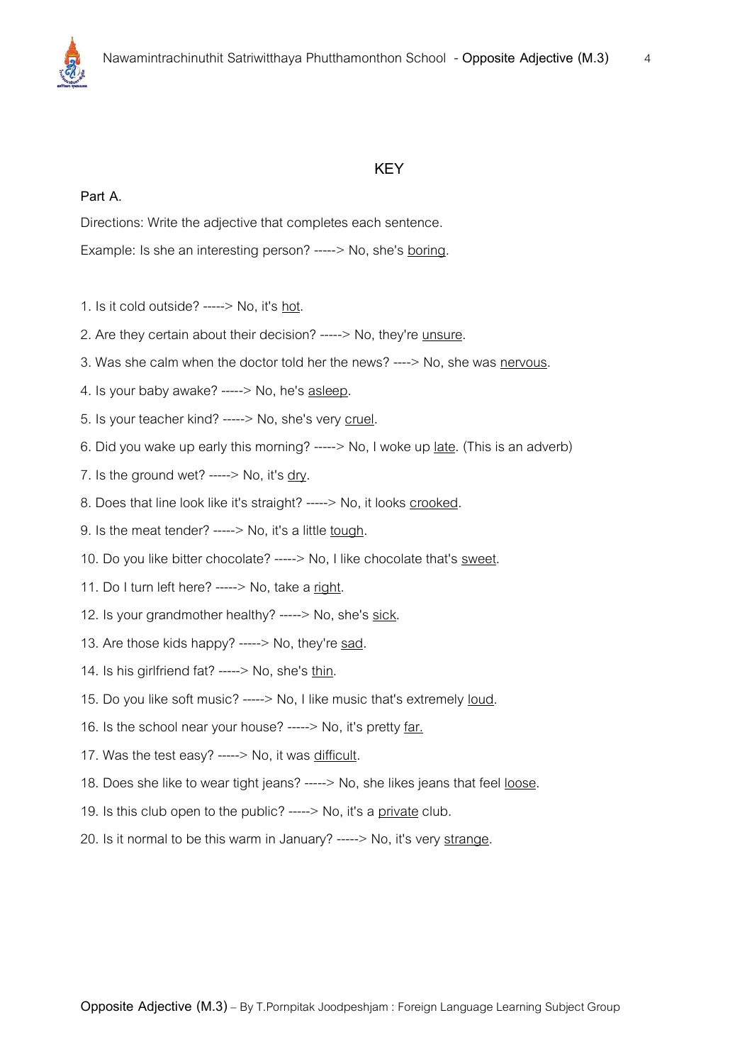## KEY

**Part A.**

Directions: Write the adjective that completes each sentence.

Example: Is she an interesting person? -----> No, she's <u>boring</u>.

1. Is it cold outside? -----> No, it's <u>hot</u>.
2. Are they certain about their decision? -----> No, they're <u>unsure</u>.
3. Was she calm when the doctor told her the news? ----> No, she was <u>nervous</u>.
4. Is your baby awake? -----> No, he's <u>asleep</u>.
5. Is your teacher kind? -----> No, she's very <u>cruel</u>.
6. Did you wake up early this morning? -----> No, I woke up <u>late</u>. (This is an adverb)
7. Is the ground wet? -----> No, it's <u>dry</u>.
8. Does that line look like it's straight? -----> No, it looks <u>crooked</u>.
9. Is the meat tender? -----> No, it's a little <u>tough</u>.
10. Do you like bitter chocolate? -----> No, I like chocolate that's <u>sweet</u>.
11. Do I turn left here? -----> No, take a <u>right</u>.
12. Is your grandmother healthy? -----> No, she's <u>sick</u>.
13. Are those kids happy? -----> No, they're <u>sad</u>.
14. Is his girlfriend fat? -----> No, she's <u>thin</u>.
15. Do you like soft music? -----> No, I like music that's extremely <u>loud</u>.
16. Is the school near your house? -----> No, it's pretty <u>far.</u>
17. Was the test easy? -----> No, it was <u>difficult</u>.
18. Does she like to wear tight jeans? -----> No, she likes jeans that feel <u>loose</u>.
19. Is this club open to the public? -----> No, it's a <u>private</u> club.
20. Is it normal to be this warm in January? -----> No, it's very <u>strange</u>.